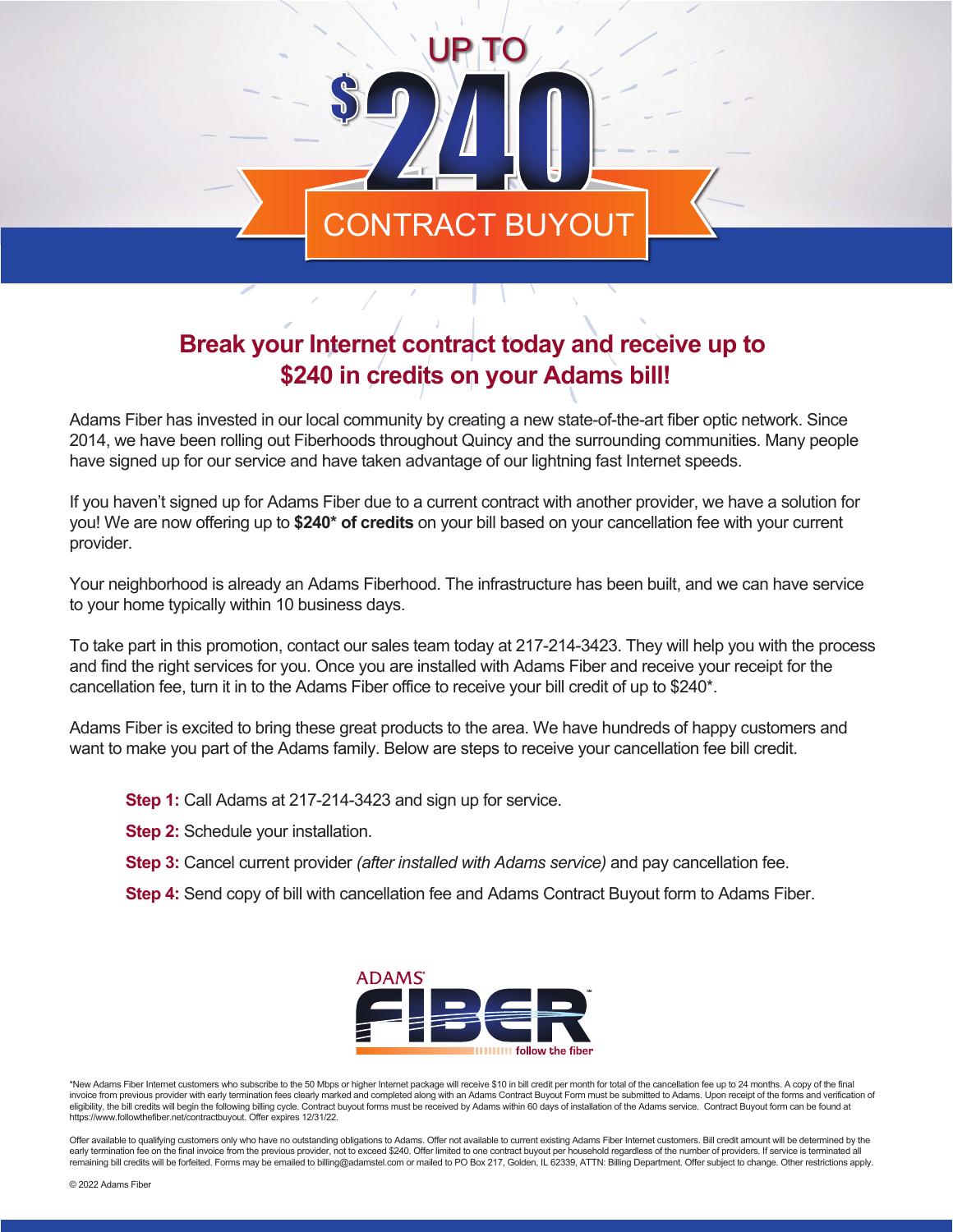# UP TO $240 CONTRACT BUYOUT

## Break your Internet contract today and receive up to $240 in credits on your Adams bill!

Adams Fiber has invested in our local community by creating a new state-of-the-art fiber optic network. Since 2014, we have been rolling out Fiberhoods throughout Quincy and the surrounding communities. Many people have signed up for our service and have taken advantage of our lightning fast Internet speeds.

If you haven't signed up for Adams Fiber due to a current contract with another provider, we have a solution for you! We are now offering up to **$240* of credits** on your bill based on your cancellation fee with your current provider.

Your neighborhood is already an Adams Fiberhood. The infrastructure has been built, and we can have service to your home typically within 10 business days.

To take part in this promotion, contact our sales team today at 217-214-3423. They will help you with the process and find the right services for you. Once you are installed with Adams Fiber and receive your receipt for the cancellation fee, turn it in to the Adams Fiber office to receive your bill credit of up to $240*.

Adams Fiber is excited to bring these great products to the area. We have hundreds of happy customers and want to make you part of the Adams family. Below are steps to receive your cancellation fee bill credit.

**Step 1:** Call Adams at 217-214-3423 and sign up for service.

**Step 2:** Schedule your installation.

**Step 3:** Cancel current provider *(after installed with Adams service)* and pay cancellation fee.

**Step 4:** Send copy of bill with cancellation fee and Adams Contract Buyout form to Adams Fiber.

ADAMS FIBER follow the fiber

*New Adams Fiber Internet customers who subscribe to the 50 Mbps or higher Internet package will receive $10 in bill credit per month for total of the cancellation fee up to 24 months. A copy of the final invoice from previous provider with early termination fees clearly marked and completed along with an Adams Contract Buyout Form must be submitted to Adams. Upon receipt of the forms and verification of eligibility, the bill credits will begin the following billing cycle. Contract buyout forms must be received by Adams within 60 days of installation of the Adams service. Contract Buyout form can be found at https://www.followthefiber.net/contractbuyout. Offer expires 12/31/22.

Offer available to qualifying customers only who have no outstanding obligations to Adams. Offer not available to current existing Adams Fiber Internet customers. Bill credit amount will be determined by the early termination fee on the final invoice from the previous provider, not to exceed $240. Offer limited to one contract buyout per household regardless of the number of providers. If service is terminated all remaining bill credits will be forfeited. Forms may be emailed to billing@adamstel.com or mailed to PO Box 217, Golden, IL 62339, ATTN: Billing Department. Offer subject to change. Other restrictions apply.

© 2022 Adams Fiber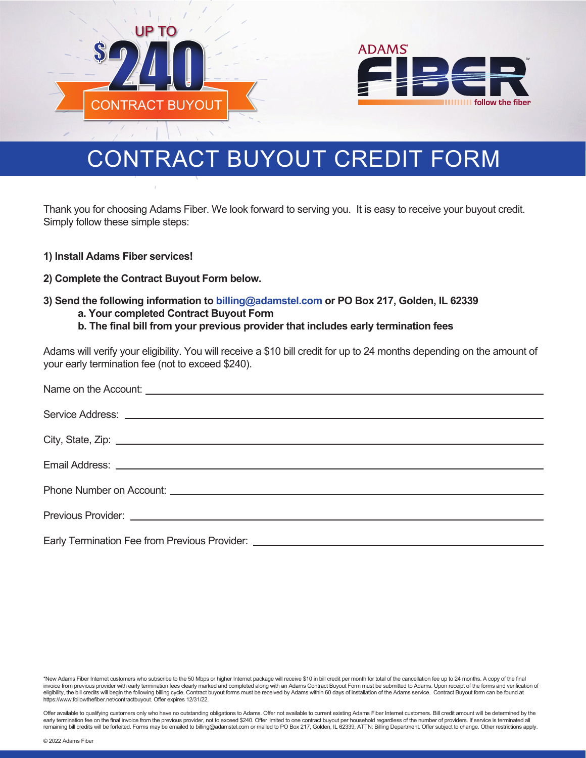UP TO $240 CONTRACT BUYOUT

ADAMS FIBER follow the fiber

# CONTRACT BUYOUT CREDIT FORM

Thank you for choosing Adams Fiber. We look forward to serving you. It is easy to receive your buyout credit. Simply follow these simple steps:

**1) Install Adams Fiber services!**

**2) Complete the Contract Buyout Form below.**

**3) Send the following information to billing@adamstel.com or PO Box 217, Golden, IL 62339**
- **a. Your completed Contract Buyout Form**
- **b. The final bill from your previous provider that includes early termination fees**

Adams will verify your eligibility. You will receive a $10 bill credit for up to 24 months depending on the amount of your early termination fee (not to exceed $240).

Name on the Account: ______________________________

Service Address: ______________________________

City, State, Zip: ______________________________

Email Address: ______________________________

Phone Number on Account: ______________________________

Previous Provider: ______________________________

Early Termination Fee from Previous Provider: ______________________________

*New Adams Fiber Internet customers who subscribe to the 50 Mbps or higher Internet package will receive $10 in bill credit per month for total of the cancellation fee up to 24 months. A copy of the final invoice from previous provider with early termination fees clearly marked and completed along with an Adams Contract Buyout Form must be submitted to Adams. Upon receipt of the forms and verification of eligibility, the bill credits will begin the following billing cycle. Contract buyout forms must be received by Adams within 60 days of installation of the Adams service. Contract Buyout form can be found at https://www.followthefiber.net/contractbuyout. Offer expires 12/31/22.

Offer available to qualifying customers only who have no outstanding obligations to Adams. Offer not available to current existing Adams Fiber Internet customers. Bill credit amount will be determined by the early termination fee on the final invoice from the previous provider, not to exceed $240. Offer limited to one contract buyout per household regardless of the number of providers. If service is terminated all remaining bill credits will be forfeited. Forms may be emailed to billing@adamstel.com or mailed to PO Box 217, Golden, IL 62339, ATTN: Billing Department. Offer subject to change. Other restrictions apply.

© 2022 Adams Fiber